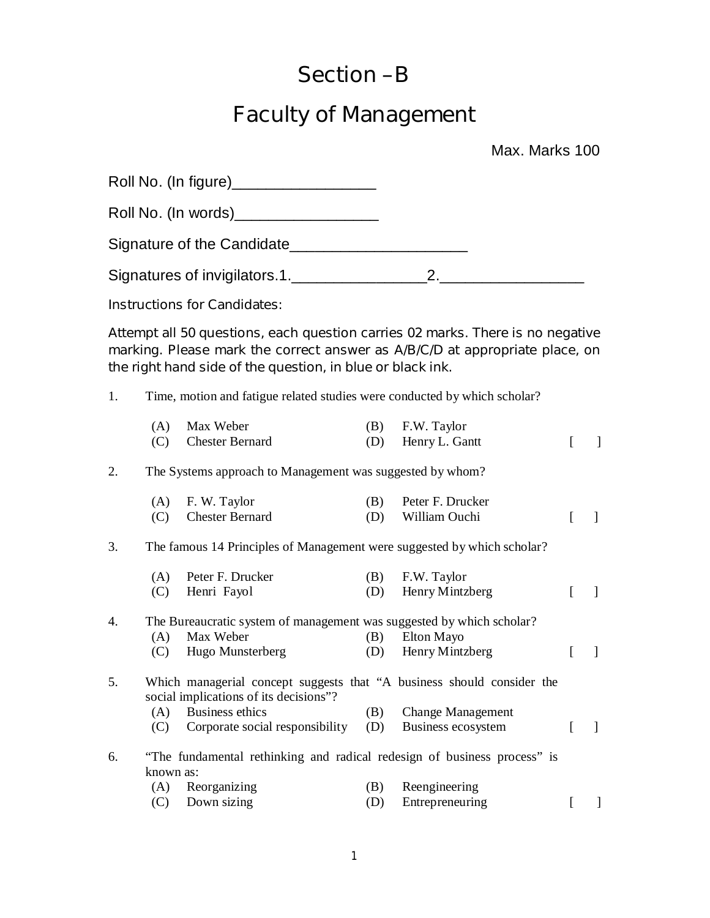# Section –B

# Faculty of Management

Max. Marks 100

Roll No. (In figure)_________________

Roll No. (In words)_________________

Signature of the Candidate_____________________

Signatures of invigilators.1.________________2._________________

Instructions for Candidates:

Attempt all 50 questions, each question carries 02 marks. There is no negative marking. Please mark the correct answer as A/B/C/D at appropriate place, on the right hand side of the question, in blue or black ink.

1. Time, motion and fatigue related studies were conducted by which scholar?

   (A) Max Weber  (B) F.W. Taylor
   (C) Chester Bernard  (D) Henry L. Gantt  [ ]

2. The Systems approach to Management was suggested by whom?

   (A) F. W. Taylor  (B) Peter F. Drucker
   (C) Chester Bernard  (D) William Ouchi  [ ]

3. The famous 14 Principles of Management were suggested by which scholar?

   (A) Peter F. Drucker  (B) F.W. Taylor
   (C) Henri Fayol  (D) Henry Mintzberg  [ ]

4. The Bureaucratic system of management was suggested by which scholar?

   (A) Max Weber  (B) Elton Mayo
   (C) Hugo Munsterberg  (D) Henry Mintzberg  [ ]

5. Which managerial concept suggests that "A business should consider the social implications of its decisions"?

   (A) Business ethics  (B) Change Management
   (C) Corporate social responsibility  (D) Business ecosystem  [ ]

6. "The fundamental rethinking and radical redesign of business process" is known as:

   (A) Reorganizing  (B) Reengineering
   (C) Down sizing  (D) Entrepreneuring  [ ]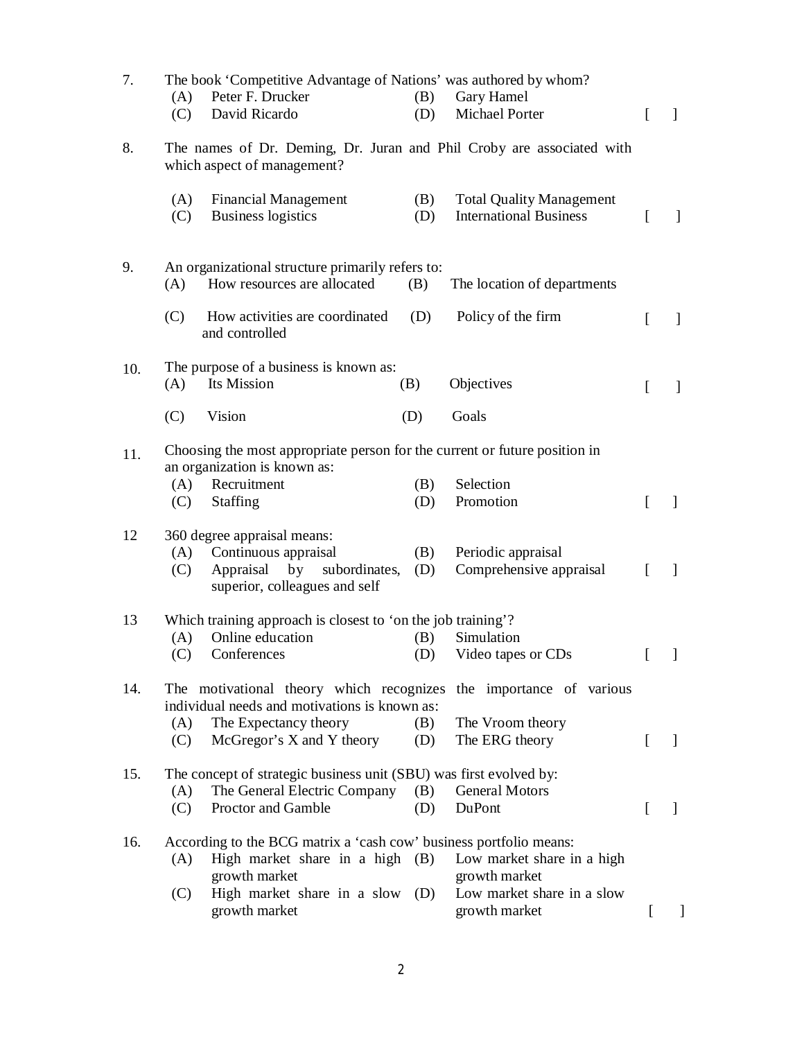7. The book 'Competitive Advantage of Nations' was authored by whom?
   (A) Peter F. Drucker (B) Gary Hamel
   (C) David Ricardo (D) Michael Porter [ ]

8. The names of Dr. Deming, Dr. Juran and Phil Croby are associated with which aspect of management?

   (A) Financial Management (B) Total Quality Management
   (C) Business logistics (D) International Business [ ]

9. An organizational structure primarily refers to:
   (A) How resources are allocated (B) The location of departments
   (C) How activities are coordinated and controlled (D) Policy of the firm [ ]

10. The purpose of a business is known as:
    (A) Its Mission (B) Objectives [ ]
    (C) Vision (D) Goals

11. Choosing the most appropriate person for the current or future position in an organization is known as:
    (A) Recruitment (B) Selection
    (C) Staffing (D) Promotion [ ]

12 360 degree appraisal means:
   (A) Continuous appraisal (B) Periodic appraisal
   (C) Appraisal by subordinates, superior, colleagues and self (D) Comprehensive appraisal [ ]

13 Which training approach is closest to 'on the job training'?
   (A) Online education (B) Simulation
   (C) Conferences (D) Video tapes or CDs [ ]

14. The motivational theory which recognizes the importance of various individual needs and motivations is known as:
    (A) The Expectancy theory (B) The Vroom theory
    (C) McGregor's X and Y theory (D) The ERG theory [ ]

15. The concept of strategic business unit (SBU) was first evolved by:
    (A) The General Electric Company (B) General Motors
    (C) Proctor and Gamble (D) DuPont [ ]

16. According to the BCG matrix a 'cash cow' business portfolio means:
    (A) High market share in a high growth market (B) Low market share in a high growth market
    (C) High market share in a slow growth market (D) Low market share in a slow growth market [ ]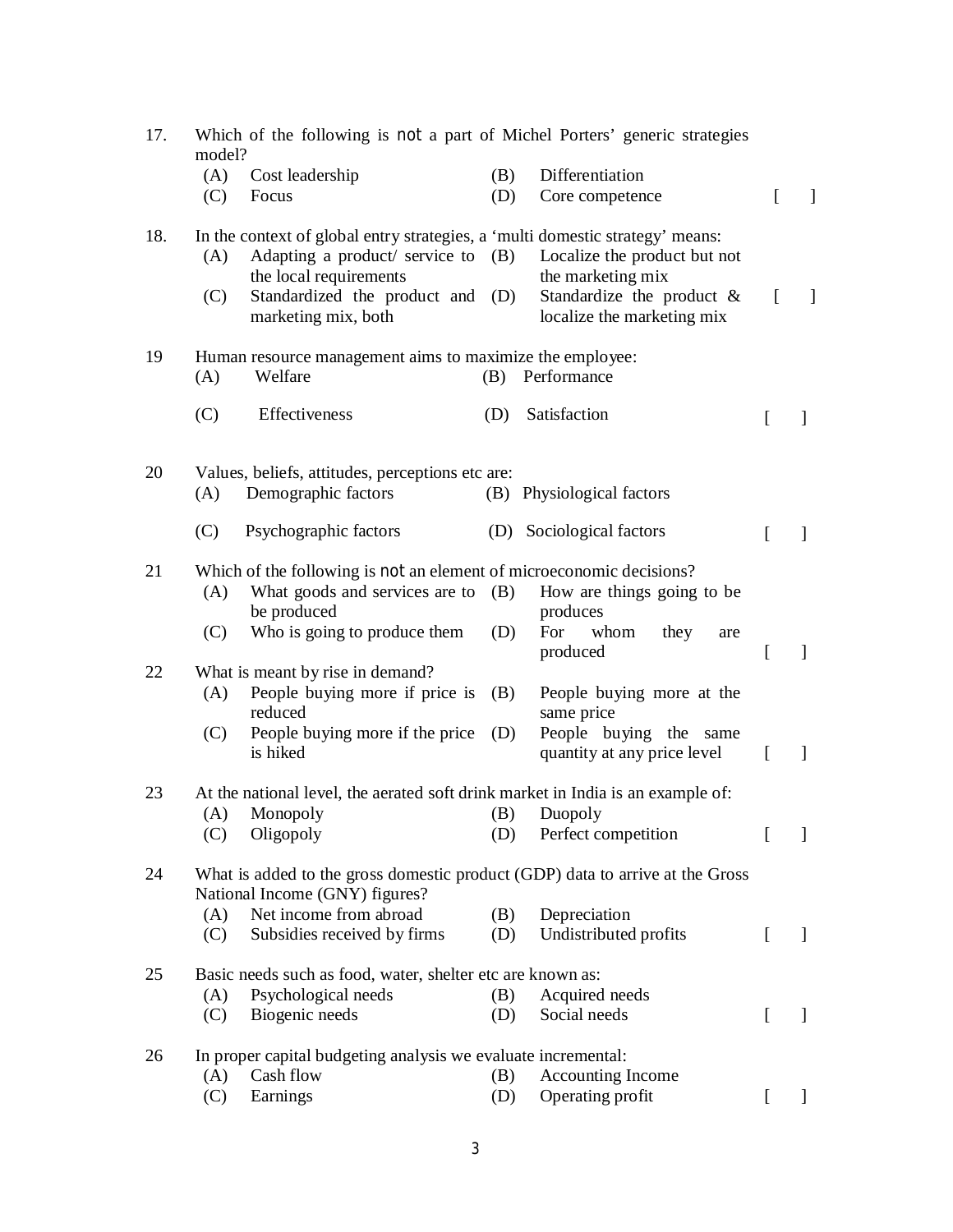17. Which of the following is not a part of Michel Porters' generic strategies model?
    - (A) Cost leadership
    - (B) Differentiation
    - (C) Focus
    - (D) Core competence [ ]

18. In the context of global entry strategies, a 'multi domestic strategy' means:
    - (A) Adapting a product/ service to the local requirements
    - (B) Localize the product but not the marketing mix
    - (C) Standardized the product and marketing mix, both
    - (D) Standardize the product & localize the marketing mix [ ]

19 Human resource management aims to maximize the employee:
    - (A) Welfare
    - (B) Performance
    - (C) Effectiveness
    - (D) Satisfaction [ ]

20 Values, beliefs, attitudes, perceptions etc are:
    - (A) Demographic factors
    - (B) Physiological factors
    - (C) Psychographic factors
    - (D) Sociological factors [ ]

21 Which of the following is not an element of microeconomic decisions?
    - (A) What goods and services are to be produced
    - (B) How are things going to be produces
    - (C) Who is going to produce them
    - (D) For whom they are produced [ ]

22 What is meant by rise in demand?
    - (A) People buying more if price is reduced
    - (B) People buying more at the same price
    - (C) People buying more if the price is hiked
    - (D) People buying the same quantity at any price level [ ]

23 At the national level, the aerated soft drink market in India is an example of:
    - (A) Monopoly
    - (B) Duopoly
    - (C) Oligopoly
    - (D) Perfect competition [ ]

24 What is added to the gross domestic product (GDP) data to arrive at the Gross National Income (GNY) figures?
    - (A) Net income from abroad
    - (B) Depreciation
    - (C) Subsidies received by firms
    - (D) Undistributed profits [ ]

25 Basic needs such as food, water, shelter etc are known as:
    - (A) Psychological needs
    - (B) Acquired needs
    - (C) Biogenic needs
    - (D) Social needs [ ]

26 In proper capital budgeting analysis we evaluate incremental:
    - (A) Cash flow
    - (B) Accounting Income
    - (C) Earnings
    - (D) Operating profit [ ]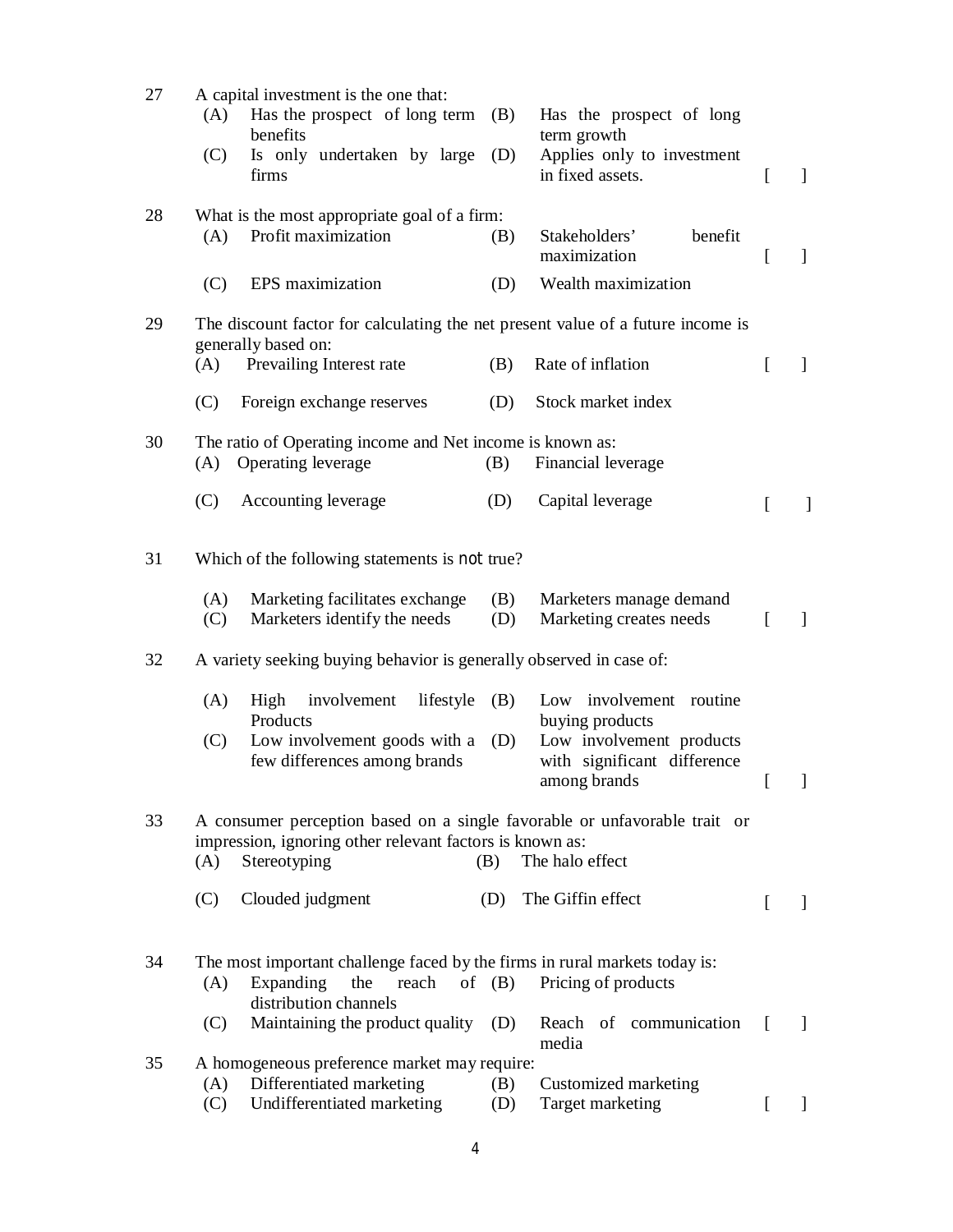27 A capital investment is the one that:

(A) Has the prospect of long term benefits
(B) Has the prospect of long term growth
(C) Is only undertaken by large firms
(D) Applies only to investment in fixed assets. [ ]

28 What is the most appropriate goal of a firm:

(A) Profit maximization
(B) Stakeholders' benefit maximization [ ]
(C) EPS maximization
(D) Wealth maximization

29 The discount factor for calculating the net present value of a future income is generally based on:

(A) Prevailing Interest rate
(B) Rate of inflation [ ]
(C) Foreign exchange reserves
(D) Stock market index

30 The ratio of Operating income and Net income is known as:

(A) Operating leverage
(B) Financial leverage
(C) Accounting leverage
(D) Capital leverage [ ]

31 Which of the following statements is not true?

(A) Marketing facilitates exchange
(B) Marketers manage demand
(C) Marketers identify the needs
(D) Marketing creates needs [ ]

32 A variety seeking buying behavior is generally observed in case of:

(A) High involvement lifestyle Products
(B) Low involvement routine buying products
(C) Low involvement goods with a few differences among brands
(D) Low involvement products with significant difference among brands [ ]

33 A consumer perception based on a single favorable or unfavorable trait or impression, ignoring other relevant factors is known as:

(A) Stereotyping
(B) The halo effect
(C) Clouded judgment
(D) The Giffin effect [ ]

34 The most important challenge faced by the firms in rural markets today is:

(A) Expanding the reach of distribution channels
(B) Pricing of products
(C) Maintaining the product quality
(D) Reach of communication media [ ]

35 A homogeneous preference market may require:

(A) Differentiated marketing
(B) Customized marketing
(C) Undifferentiated marketing
(D) Target marketing [ ]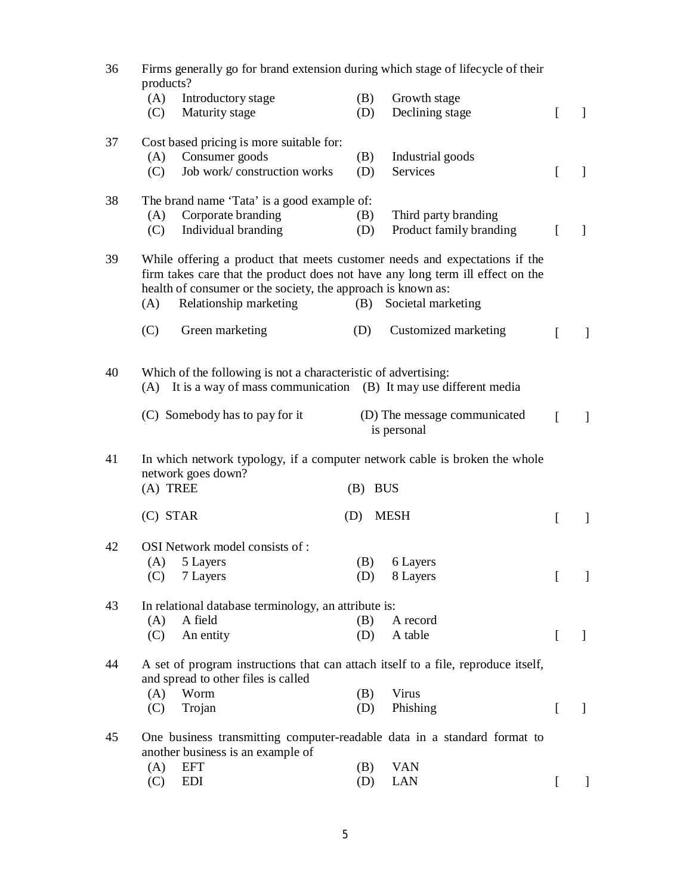36 Firms generally go for brand extension during which stage of lifecycle of their products?

(A) Introductory stage (B) Growth stage
(C) Maturity stage (D) Declining stage [ ]

37 Cost based pricing is more suitable for:

(A) Consumer goods (B) Industrial goods
(C) Job work/ construction works (D) Services [ ]

38 The brand name 'Tata' is a good example of:

(A) Corporate branding (B) Third party branding
(C) Individual branding (D) Product family branding [ ]

39 While offering a product that meets customer needs and expectations if the firm takes care that the product does not have any long term ill effect on the health of consumer or the society, the approach is known as:

(A) Relationship marketing (B) Societal marketing
(C) Green marketing (D) Customized marketing [ ]

40 Which of the following is not a characteristic of advertising:

(A) It is a way of mass communication (B) It may use different media
(C) Somebody has to pay for it (D) The message communicated is personal [ ]

41 In which network typology, if a computer network cable is broken the whole network goes down?

(A) TREE (B) BUS
(C) STAR (D) MESH [ ]

42 OSI Network model consists of :

(A) 5 Layers (B) 6 Layers
(C) 7 Layers (D) 8 Layers [ ]

43 In relational database terminology, an attribute is:

(A) A field (B) A record
(C) An entity (D) A table [ ]

44 A set of program instructions that can attach itself to a file, reproduce itself, and spread to other files is called

(A) Worm (B) Virus
(C) Trojan (D) Phishing [ ]

45 One business transmitting computer-readable data in a standard format to another business is an example of

(A) EFT (B) VAN
(C) EDI (D) LAN [ ]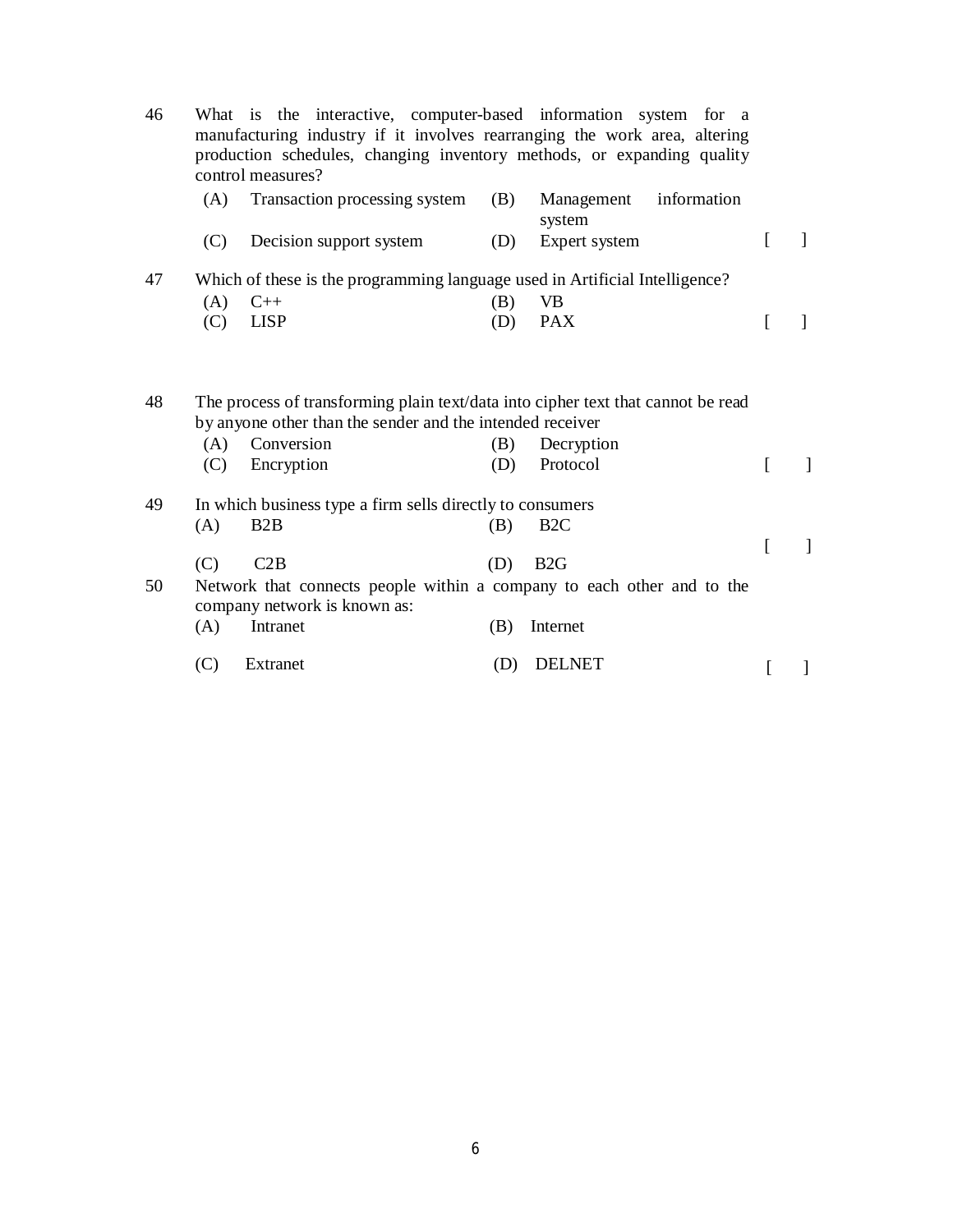46 What is the interactive, computer-based information system for a manufacturing industry if it involves rearranging the work area, altering production schedules, changing inventory methods, or expanding quality control measures?

(A) Transaction processing system (B) Management information system
(C) Decision support system (D) Expert system [ ]

47 Which of these is the programming language used in Artificial Intelligence?

(A) C++ (B) VB
(C) LISP (D) PAX [ ]

48 The process of transforming plain text/data into cipher text that cannot be read by anyone other than the sender and the intended receiver

(A) Conversion (B) Decryption
(C) Encryption (D) Protocol [ ]

49 In which business type a firm sells directly to consumers

(A) B2B (B) B2C [ ]
(C) C2B (D) B2G

50 Network that connects people within a company to each other and to the company network is known as:

(A) Intranet (B) Internet
(C) Extranet (D) DELNET [ ]